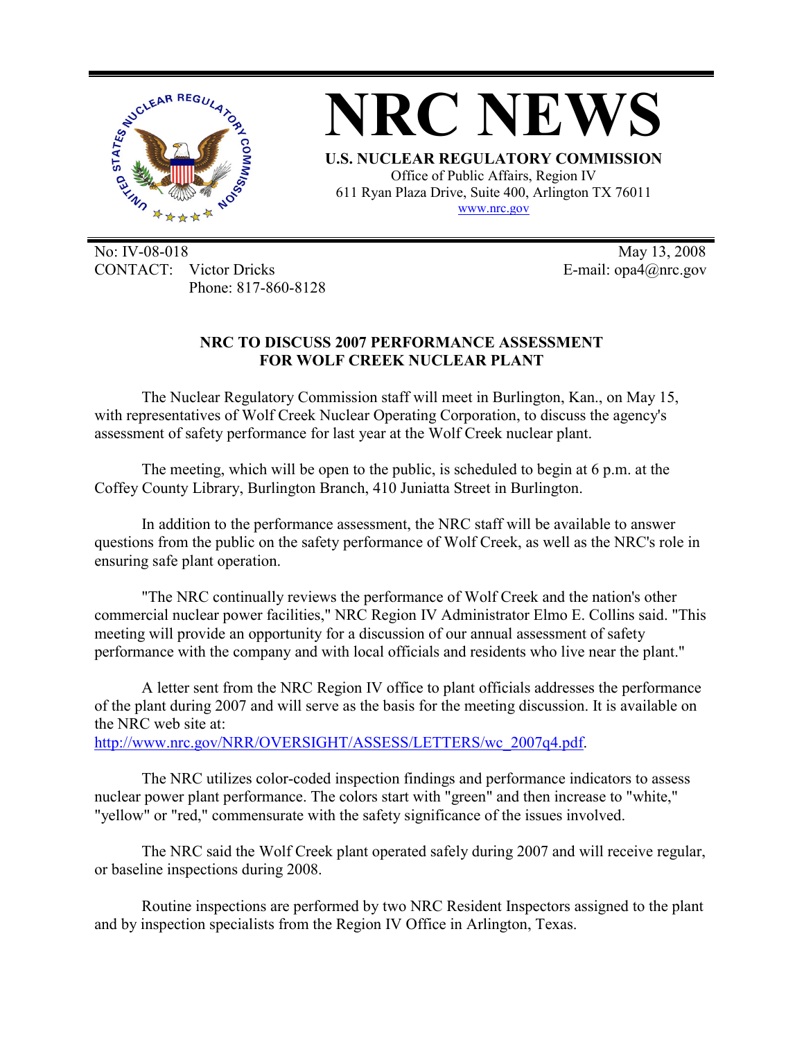# NRC NEWS

**U.S. NUCLEAR REGULATORY COMMISSION**
Office of Public Affairs, Region IV
611 Ryan Plaza Drive, Suite 400, Arlington TX 76011
www.nrc.gov

No: IV-08-018
CONTACT: Victor Dricks
Phone: 817-860-8128

May 13, 2008
E-mail: opa4@nrc.gov

## NRC TO DISCUSS 2007 PERFORMANCE ASSESSMENT FOR WOLF CREEK NUCLEAR PLANT

The Nuclear Regulatory Commission staff will meet in Burlington, Kan., on May 15, with representatives of Wolf Creek Nuclear Operating Corporation, to discuss the agency's assessment of safety performance for last year at the Wolf Creek nuclear plant.

The meeting, which will be open to the public, is scheduled to begin at 6 p.m. at the Coffey County Library, Burlington Branch, 410 Juniatta Street in Burlington.

In addition to the performance assessment, the NRC staff will be available to answer questions from the public on the safety performance of Wolf Creek, as well as the NRC's role in ensuring safe plant operation.

"The NRC continually reviews the performance of Wolf Creek and the nation's other commercial nuclear power facilities," NRC Region IV Administrator Elmo E. Collins said. "This meeting will provide an opportunity for a discussion of our annual assessment of safety performance with the company and with local officials and residents who live near the plant."

A letter sent from the NRC Region IV office to plant officials addresses the performance of the plant during 2007 and will serve as the basis for the meeting discussion. It is available on the NRC web site at:
http://www.nrc.gov/NRR/OVERSIGHT/ASSESS/LETTERS/wc_2007q4.pdf.

The NRC utilizes color-coded inspection findings and performance indicators to assess nuclear power plant performance. The colors start with "green" and then increase to "white," "yellow" or "red," commensurate with the safety significance of the issues involved.

The NRC said the Wolf Creek plant operated safely during 2007 and will receive regular, or baseline inspections during 2008.

Routine inspections are performed by two NRC Resident Inspectors assigned to the plant and by inspection specialists from the Region IV Office in Arlington, Texas.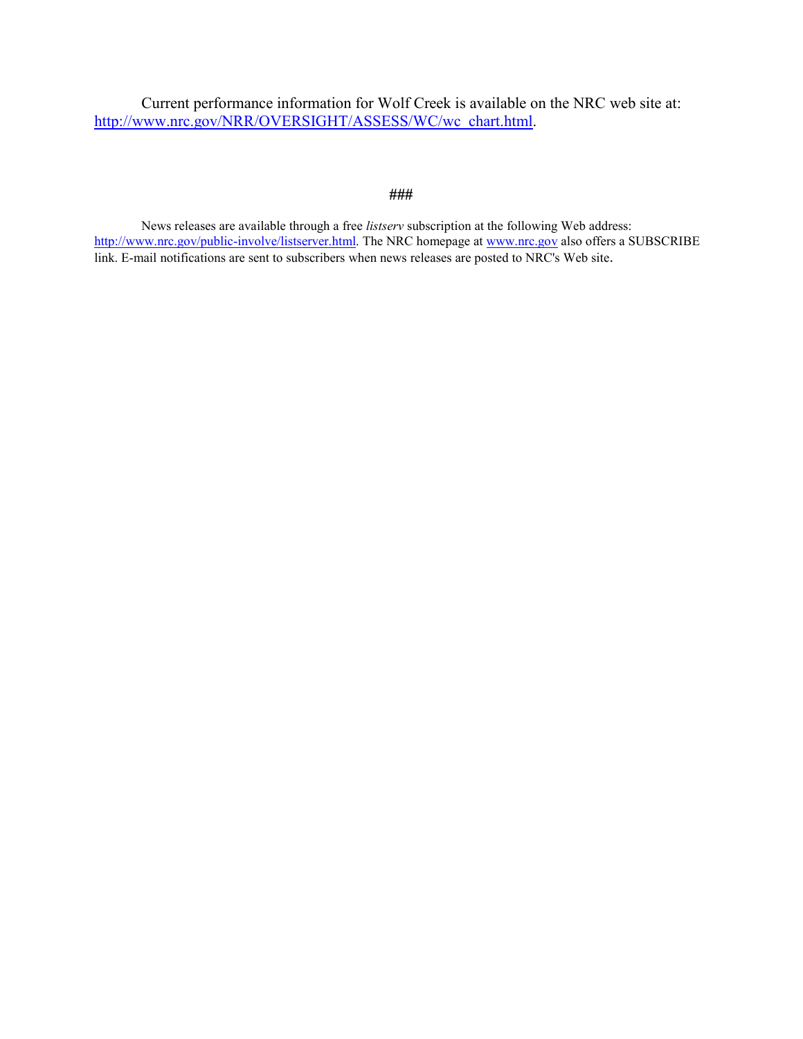Current performance information for Wolf Creek is available on the NRC web site at: http://www.nrc.gov/NRR/OVERSIGHT/ASSESS/WC/wc_chart.html.

###

News releases are available through a free *listserv* subscription at the following Web address: http://www.nrc.gov/public-involve/listserver.html. The NRC homepage at www.nrc.gov also offers a SUBSCRIBE link. E-mail notifications are sent to subscribers when news releases are posted to NRC's Web site.